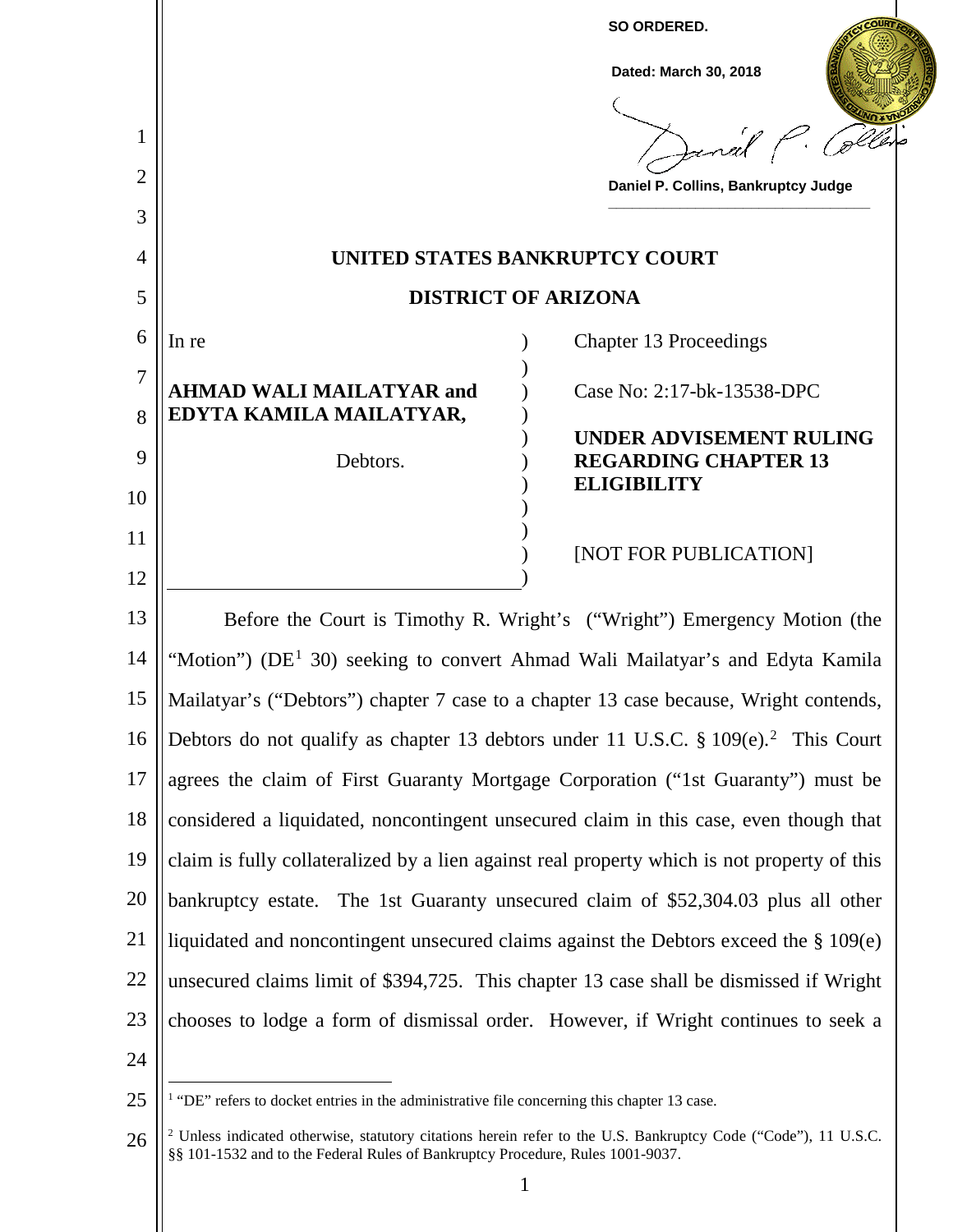**SO ORDERED.**

**Dated: March 30, 2018**

**Daniel P. Collins, Bankruptcy Judge**

# UNITED STATES BANKRUPTCY COURT

# DISTRICT OF ARIZONA

| | |
|---|---|
| In re<br><br>**AHMAD WALI MAILATYAR and EDYTA KAMILA MAILATYAR,**<br><br>Debtors. | Chapter 13 Proceedings<br><br>Case No: 2:17-bk-13538-DPC<br><br>**UNDER ADVISEMENT RULING REGARDING CHAPTER 13 ELIGIBILITY**<br><br>[NOT FOR PUBLICATION] |

Before the Court is Timothy R. Wright's ("Wright") Emergency Motion (the "Motion") (DE[1] 30) seeking to convert Ahmad Wali Mailatyar's and Edyta Kamila Mailatyar's ("Debtors") chapter 7 case to a chapter 13 case because, Wright contends, Debtors do not qualify as chapter 13 debtors under 11 U.S.C. § 109(e).[2] This Court agrees the claim of First Guaranty Mortgage Corporation ("1st Guaranty") must be considered a liquidated, noncontingent unsecured claim in this case, even though that claim is fully collateralized by a lien against real property which is not property of this bankruptcy estate. The 1st Guaranty unsecured claim of $52,304.03 plus all other liquidated and noncontingent unsecured claims against the Debtors exceed the § 109(e) unsecured claims limit of $394,725. This chapter 13 case shall be dismissed if Wright chooses to lodge a form of dismissal order. However, if Wright continues to seek a

---

[1] "DE" refers to docket entries in the administrative file concerning this chapter 13 case.

[2] Unless indicated otherwise, statutory citations herein refer to the U.S. Bankruptcy Code ("Code"), 11 U.S.C. §§ 101-1532 and to the Federal Rules of Bankruptcy Procedure, Rules 1001-9037.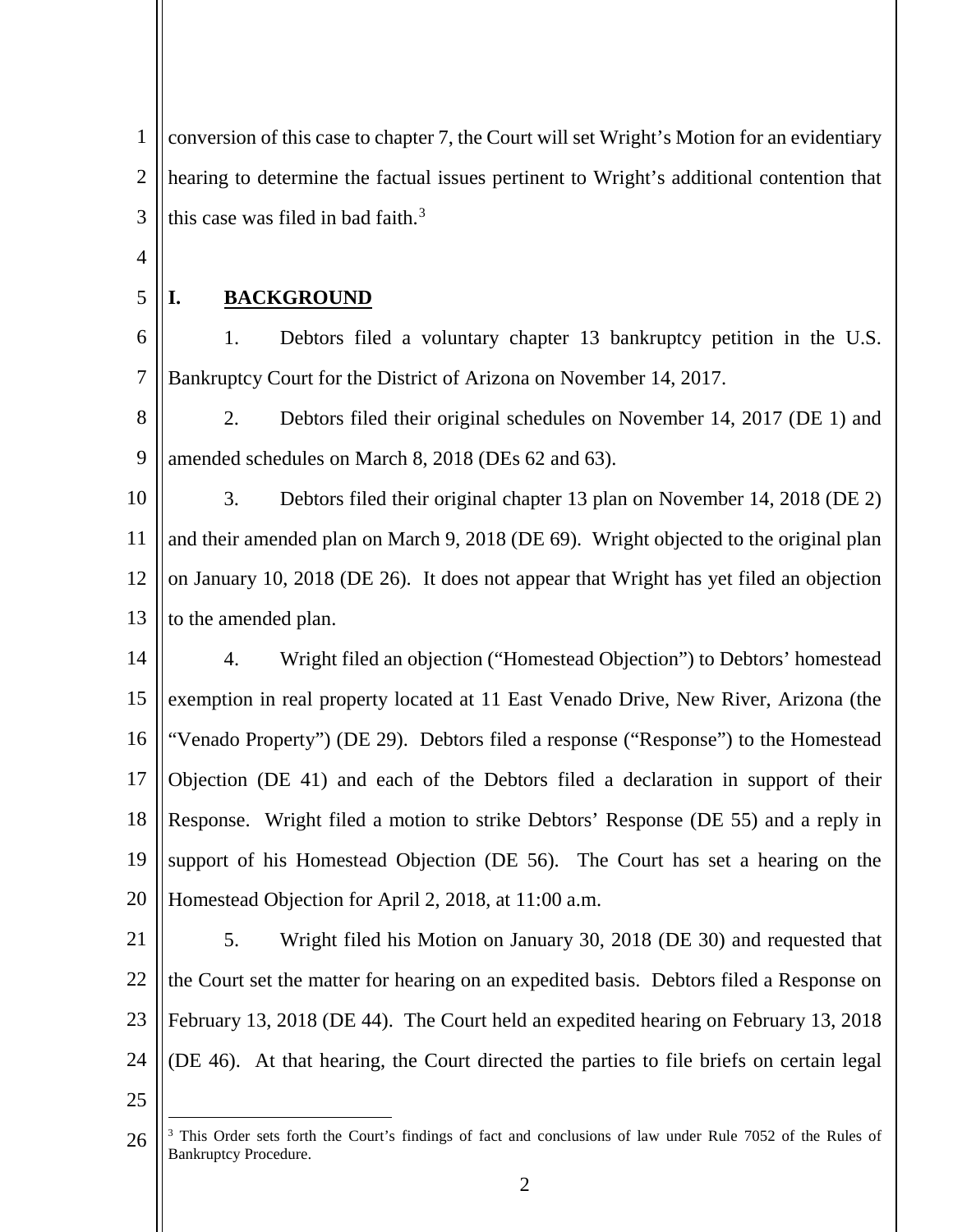conversion of this case to chapter 7, the Court will set Wright's Motion for an evidentiary hearing to determine the factual issues pertinent to Wright's additional contention that this case was filed in bad faith.[3]

## I. BACKGROUND

1. Debtors filed a voluntary chapter 13 bankruptcy petition in the U.S. Bankruptcy Court for the District of Arizona on November 14, 2017.

2. Debtors filed their original schedules on November 14, 2017 (DE 1) and amended schedules on March 8, 2018 (DEs 62 and 63).

3. Debtors filed their original chapter 13 plan on November 14, 2018 (DE 2) and their amended plan on March 9, 2018 (DE 69). Wright objected to the original plan on January 10, 2018 (DE 26). It does not appear that Wright has yet filed an objection to the amended plan.

4. Wright filed an objection ("Homestead Objection") to Debtors' homestead exemption in real property located at 11 East Venado Drive, New River, Arizona (the "Venado Property") (DE 29). Debtors filed a response ("Response") to the Homestead Objection (DE 41) and each of the Debtors filed a declaration in support of their Response. Wright filed a motion to strike Debtors' Response (DE 55) and a reply in support of his Homestead Objection (DE 56). The Court has set a hearing on the Homestead Objection for April 2, 2018, at 11:00 a.m.

5. Wright filed his Motion on January 30, 2018 (DE 30) and requested that the Court set the matter for hearing on an expedited basis. Debtors filed a Response on February 13, 2018 (DE 44). The Court held an expedited hearing on February 13, 2018 (DE 46). At that hearing, the Court directed the parties to file briefs on certain legal

---

[3] This Order sets forth the Court's findings of fact and conclusions of law under Rule 7052 of the Rules of Bankruptcy Procedure.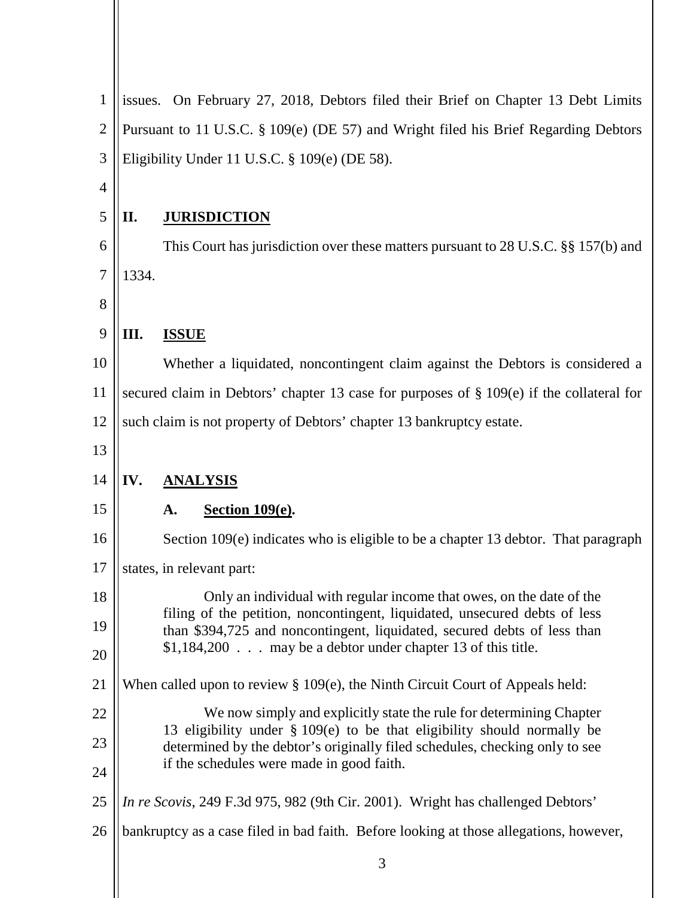issues. On February 27, 2018, Debtors filed their Brief on Chapter 13 Debt Limits Pursuant to 11 U.S.C. § 109(e) (DE 57) and Wright filed his Brief Regarding Debtors Eligibility Under 11 U.S.C. § 109(e) (DE 58).

## II. JURISDICTION

This Court has jurisdiction over these matters pursuant to 28 U.S.C. §§ 157(b) and 1334.

## III. ISSUE

Whether a liquidated, noncontingent claim against the Debtors is considered a secured claim in Debtors' chapter 13 case for purposes of § 109(e) if the collateral for such claim is not property of Debtors' chapter 13 bankruptcy estate.

## IV. ANALYSIS

### A. Section 109(e).

Section 109(e) indicates who is eligible to be a chapter 13 debtor. That paragraph states, in relevant part:

> Only an individual with regular income that owes, on the date of the filing of the petition, noncontingent, liquidated, unsecured debts of less than $394,725 and noncontingent, liquidated, secured debts of less than $1,184,200 . . . may be a debtor under chapter 13 of this title.

When called upon to review § 109(e), the Ninth Circuit Court of Appeals held:

> We now simply and explicitly state the rule for determining Chapter 13 eligibility under § 109(e) to be that eligibility should normally be determined by the debtor's originally filed schedules, checking only to see if the schedules were made in good faith.

*In re Scovis*, 249 F.3d 975, 982 (9th Cir. 2001). Wright has challenged Debtors' bankruptcy as a case filed in bad faith. Before looking at those allegations, however,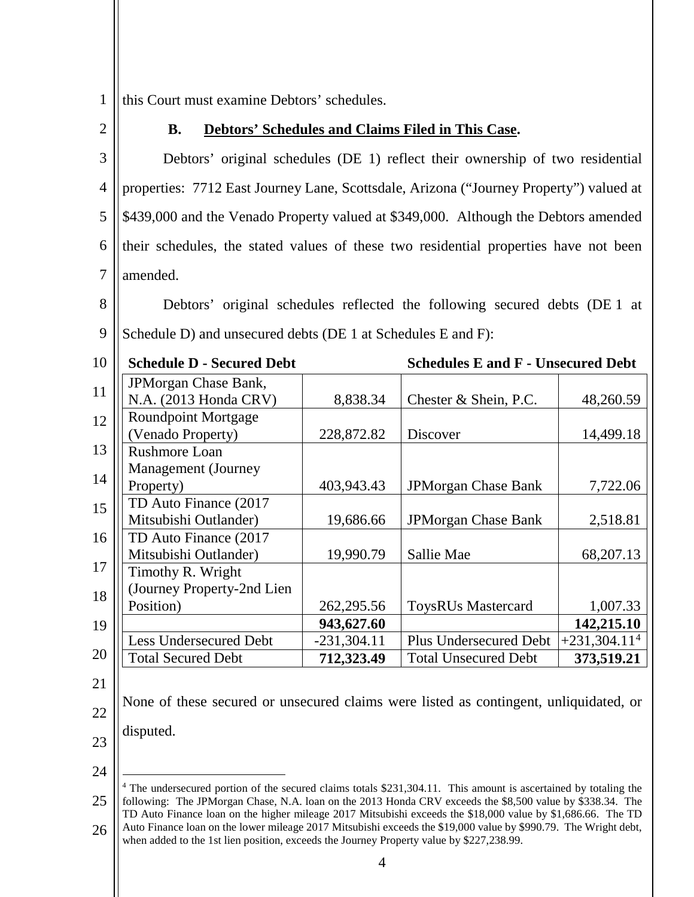this Court must examine Debtors' schedules.

**B. Debtors' Schedules and Claims Filed in This Case.**

Debtors' original schedules (DE 1) reflect their ownership of two residential properties: 7712 East Journey Lane, Scottsdale, Arizona ("Journey Property") valued at $439,000 and the Venado Property valued at $349,000. Although the Debtors amended their schedules, the stated values of these two residential properties have not been amended.

Debtors' original schedules reflected the following secured debts (DE 1 at Schedule D) and unsecured debts (DE 1 at Schedules E and F):

| **Schedule D - Secured Debt** | | **Schedules E and F - Unsecured Debt** | |
|---|---|---|---|
| JPMorgan Chase Bank, N.A. (2013 Honda CRV) | 8,838.34 | Chester & Shein, P.C. | 48,260.59 |
| Roundpoint Mortgage (Venado Property) | 228,872.82 | Discover | 14,499.18 |
| Rushmore Loan Management (Journey Property) | 403,943.43 | JPMorgan Chase Bank | 7,722.06 |
| TD Auto Finance (2017 Mitsubishi Outlander) | 19,686.66 | JPMorgan Chase Bank | 2,518.81 |
| TD Auto Finance (2017 Mitsubishi Outlander) | 19,990.79 | Sallie Mae | 68,207.13 |
| Timothy R. Wright (Journey Property-2nd Lien Position) | 262,295.56 | ToysRUs Mastercard | 1,007.33 |
| | **943,627.60** | | **142,215.10** |
| Less Undersecured Debt | -231,304.11 | Plus Undersecured Debt | +231,304.11[4] |
| Total Secured Debt | **712,323.49** | Total Unsecured Debt | **373,519.21** |

None of these secured or unsecured claims were listed as contingent, unliquidated, or disputed.

---

[4] The undersecured portion of the secured claims totals $231,304.11. This amount is ascertained by totaling the following: The JPMorgan Chase, N.A. loan on the 2013 Honda CRV exceeds the $8,500 value by $338.34. The TD Auto Finance loan on the higher mileage 2017 Mitsubishi exceeds the $18,000 value by $1,686.66. The TD Auto Finance loan on the lower mileage 2017 Mitsubishi exceeds the $19,000 value by $990.79. The Wright debt, when added to the 1st lien position, exceeds the Journey Property value by $227,238.99.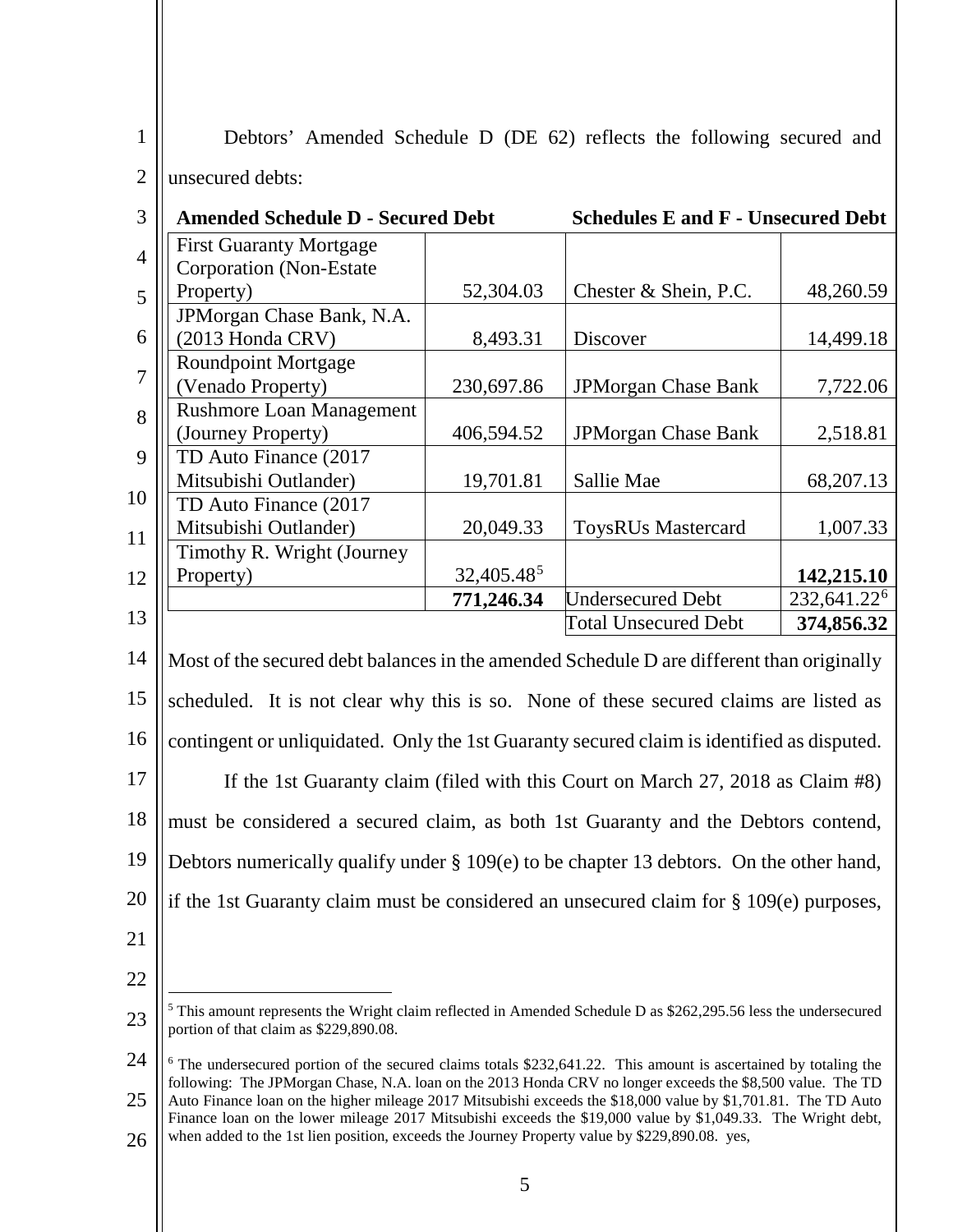Debtors' Amended Schedule D (DE 62) reflects the following secured and unsecured debts:

| Amended Schedule D - Secured Debt | | Schedules E and F - Unsecured Debt | |
|---|---|---|---|
| First Guaranty Mortgage Corporation (Non-Estate Property) | 52,304.03 | Chester & Shein, P.C. | 48,260.59 |
| JPMorgan Chase Bank, N.A. (2013 Honda CRV) | 8,493.31 | Discover | 14,499.18 |
| Roundpoint Mortgage (Venado Property) | 230,697.86 | JPMorgan Chase Bank | 7,722.06 |
| Rushmore Loan Management (Journey Property) | 406,594.52 | JPMorgan Chase Bank | 2,518.81 |
| TD Auto Finance (2017 Mitsubishi Outlander) | 19,701.81 | Sallie Mae | 68,207.13 |
| TD Auto Finance (2017 Mitsubishi Outlander) | 20,049.33 | ToysRUs Mastercard | 1,007.33 |
| Timothy R. Wright (Journey Property) | 32,405.48[5] | | **142,215.10** |
| | **771,246.34** | Undersecured Debt | 232,641.22[6] |
| | | Total Unsecured Debt | **374,856.32** |

Most of the secured debt balances in the amended Schedule D are different than originally scheduled. It is not clear why this is so. None of these secured claims are listed as contingent or unliquidated. Only the 1st Guaranty secured claim is identified as disputed.

If the 1st Guaranty claim (filed with this Court on March 27, 2018 as Claim #8) must be considered a secured claim, as both 1st Guaranty and the Debtors contend, Debtors numerically qualify under § 109(e) to be chapter 13 debtors. On the other hand, if the 1st Guaranty claim must be considered an unsecured claim for § 109(e) purposes,

---

[5] This amount represents the Wright claim reflected in Amended Schedule D as $262,295.56 less the undersecured portion of that claim as $229,890.08.

[6] The undersecured portion of the secured claims totals $232,641.22. This amount is ascertained by totaling the following: The JPMorgan Chase, N.A. loan on the 2013 Honda CRV no longer exceeds the $8,500 value. The TD Auto Finance loan on the higher mileage 2017 Mitsubishi exceeds the $18,000 value by $1,701.81. The TD Auto Finance loan on the lower mileage 2017 Mitsubishi exceeds the $19,000 value by $1,049.33. The Wright debt, when added to the 1st lien position, exceeds the Journey Property value by $229,890.08. yes,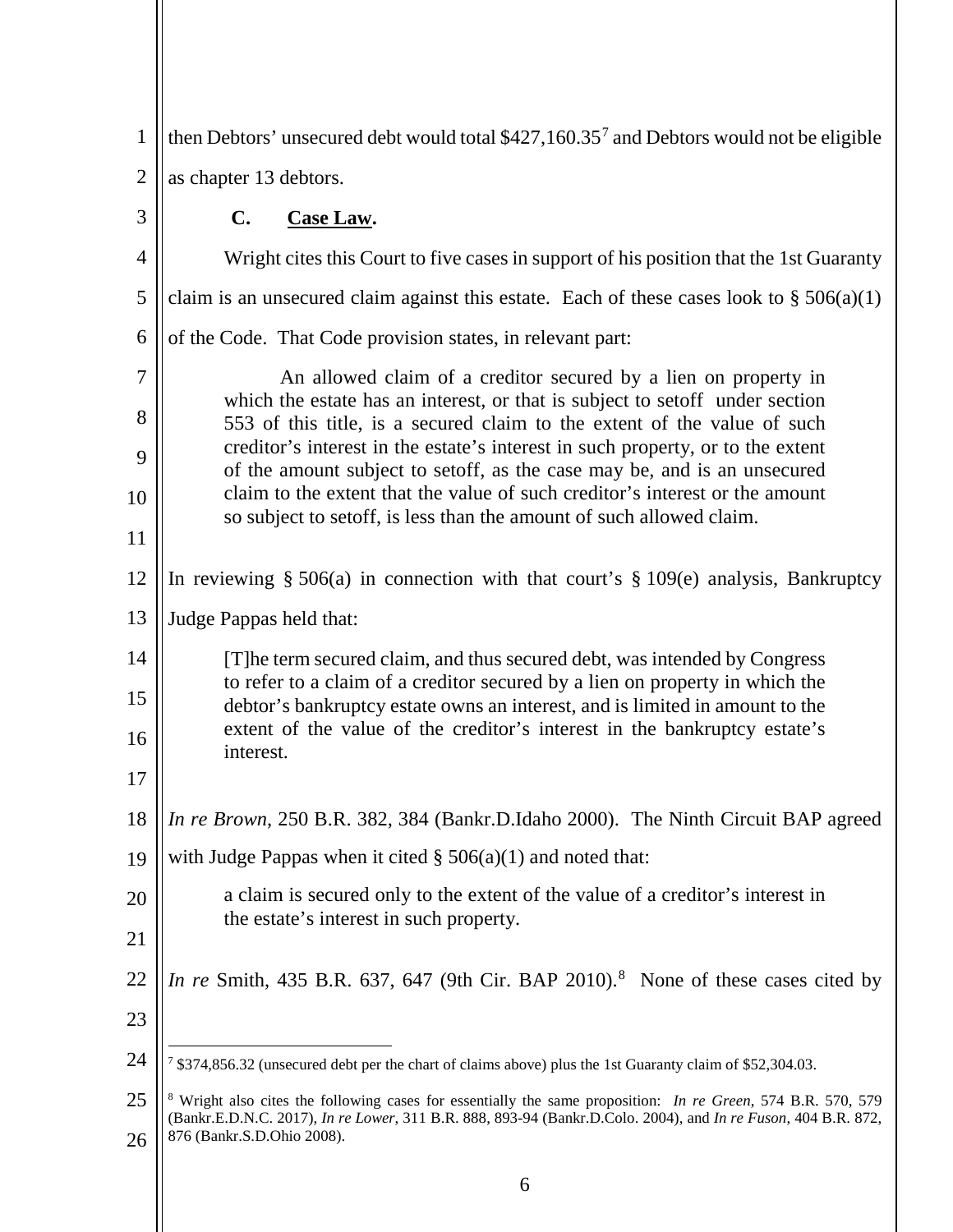then Debtors' unsecured debt would total $427,160.35[7] and Debtors would not be eligible as chapter 13 debtors.

**C. Case Law.**

Wright cites this Court to five cases in support of his position that the 1st Guaranty claim is an unsecured claim against this estate. Each of these cases look to § 506(a)(1) of the Code. That Code provision states, in relevant part:

> An allowed claim of a creditor secured by a lien on property in which the estate has an interest, or that is subject to setoff under section 553 of this title, is a secured claim to the extent of the value of such creditor's interest in the estate's interest in such property, or to the extent of the amount subject to setoff, as the case may be, and is an unsecured claim to the extent that the value of such creditor's interest or the amount so subject to setoff, is less than the amount of such allowed claim.

In reviewing § 506(a) in connection with that court's § 109(e) analysis, Bankruptcy Judge Pappas held that:

> [T]he term secured claim, and thus secured debt, was intended by Congress to refer to a claim of a creditor secured by a lien on property in which the debtor's bankruptcy estate owns an interest, and is limited in amount to the extent of the value of the creditor's interest in the bankruptcy estate's interest.

*In re Brown*, 250 B.R. 382, 384 (Bankr.D.Idaho 2000). The Ninth Circuit BAP agreed with Judge Pappas when it cited § 506(a)(1) and noted that:

> a claim is secured only to the extent of the value of a creditor's interest in the estate's interest in such property.

*In re* Smith, 435 B.R. 637, 647 (9th Cir. BAP 2010).[8] None of these cases cited by

---

[7] $374,856.32 (unsecured debt per the chart of claims above) plus the 1st Guaranty claim of $52,304.03.

[8] Wright also cites the following cases for essentially the same proposition: *In re Green*, 574 B.R. 570, 579 (Bankr.E.D.N.C. 2017), *In re Lower*, 311 B.R. 888, 893-94 (Bankr.D.Colo. 2004), and *In re Fuson*, 404 B.R. 872, 876 (Bankr.S.D.Ohio 2008).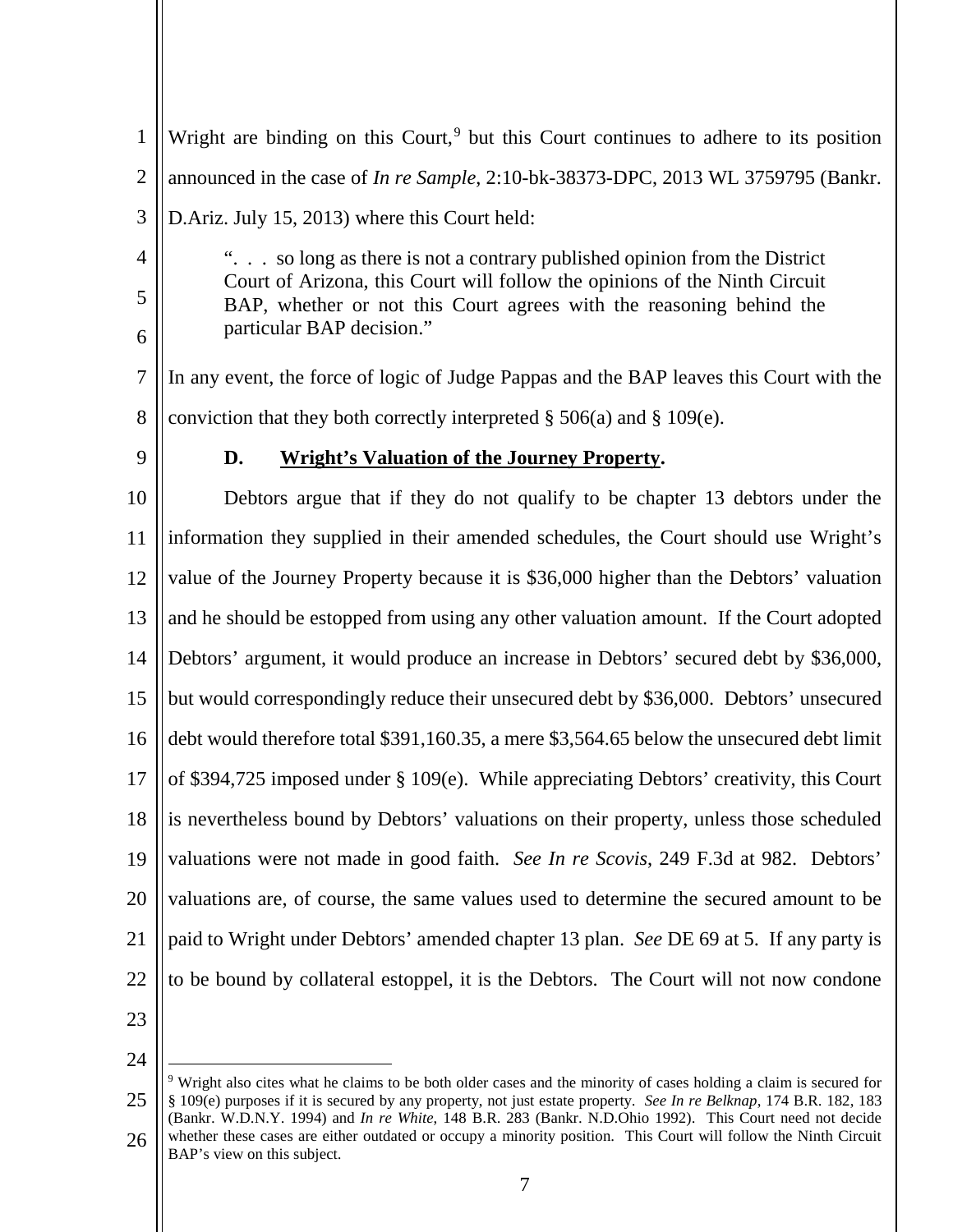Wright are binding on this Court,[9] but this Court continues to adhere to its position announced in the case of *In re Sample*, 2:10-bk-38373-DPC, 2013 WL 3759795 (Bankr. D.Ariz. July 15, 2013) where this Court held:

> ". . . so long as there is not a contrary published opinion from the District Court of Arizona, this Court will follow the opinions of the Ninth Circuit BAP, whether or not this Court agrees with the reasoning behind the particular BAP decision."

In any event, the force of logic of Judge Pappas and the BAP leaves this Court with the conviction that they both correctly interpreted § 506(a) and § 109(e).

### D. **Wright's Valuation of the Journey Property.**

Debtors argue that if they do not qualify to be chapter 13 debtors under the information they supplied in their amended schedules, the Court should use Wright's value of the Journey Property because it is $36,000 higher than the Debtors' valuation and he should be estopped from using any other valuation amount. If the Court adopted Debtors' argument, it would produce an increase in Debtors' secured debt by $36,000, but would correspondingly reduce their unsecured debt by $36,000. Debtors' unsecured debt would therefore total $391,160.35, a mere $3,564.65 below the unsecured debt limit of $394,725 imposed under § 109(e). While appreciating Debtors' creativity, this Court is nevertheless bound by Debtors' valuations on their property, unless those scheduled valuations were not made in good faith. *See In re Scovis*, 249 F.3d at 982. Debtors' valuations are, of course, the same values used to determine the secured amount to be paid to Wright under Debtors' amended chapter 13 plan. *See* DE 69 at 5. If any party is to be bound by collateral estoppel, it is the Debtors. The Court will not now condone

---

[9] Wright also cites what he claims to be both older cases and the minority of cases holding a claim is secured for § 109(e) purposes if it is secured by any property, not just estate property. *See In re Belknap*, 174 B.R. 182, 183 (Bankr. W.D.N.Y. 1994) and *In re White*, 148 B.R. 283 (Bankr. N.D.Ohio 1992). This Court need not decide whether these cases are either outdated or occupy a minority position. This Court will follow the Ninth Circuit BAP's view on this subject.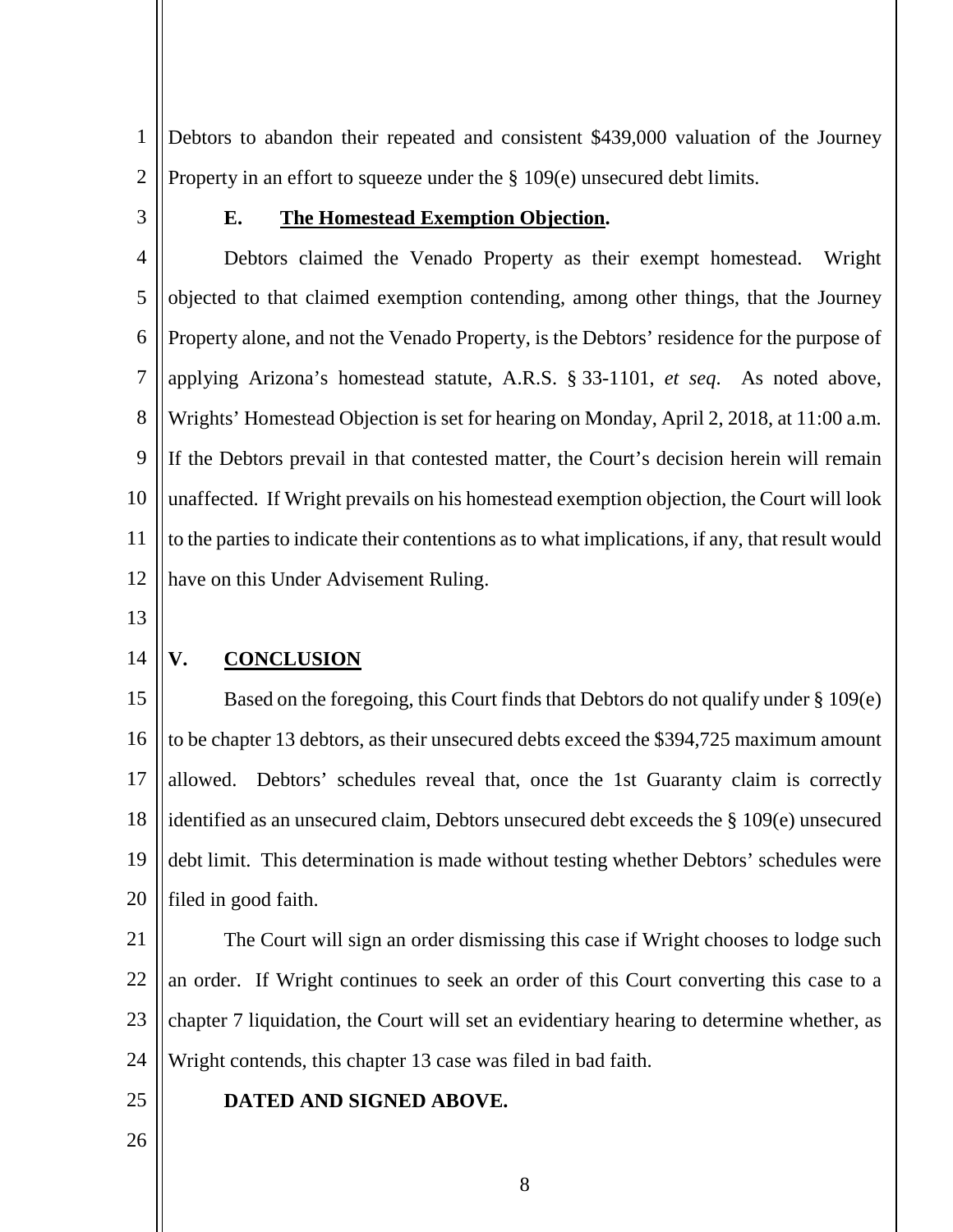Debtors to abandon their repeated and consistent $439,000 valuation of the Journey Property in an effort to squeeze under the § 109(e) unsecured debt limits.

### E. **The Homestead Exemption Objection.**

Debtors claimed the Venado Property as their exempt homestead. Wright objected to that claimed exemption contending, among other things, that the Journey Property alone, and not the Venado Property, is the Debtors' residence for the purpose of applying Arizona's homestead statute, A.R.S. § 33-1101, *et seq.* As noted above, Wrights' Homestead Objection is set for hearing on Monday, April 2, 2018, at 11:00 a.m. If the Debtors prevail in that contested matter, the Court's decision herein will remain unaffected. If Wright prevails on his homestead exemption objection, the Court will look to the parties to indicate their contentions as to what implications, if any, that result would have on this Under Advisement Ruling.

## V. **CONCLUSION**

Based on the foregoing, this Court finds that Debtors do not qualify under § 109(e) to be chapter 13 debtors, as their unsecured debts exceed the $394,725 maximum amount allowed. Debtors' schedules reveal that, once the 1st Guaranty claim is correctly identified as an unsecured claim, Debtors unsecured debt exceeds the § 109(e) unsecured debt limit. This determination is made without testing whether Debtors' schedules were filed in good faith.

The Court will sign an order dismissing this case if Wright chooses to lodge such an order. If Wright continues to seek an order of this Court converting this case to a chapter 7 liquidation, the Court will set an evidentiary hearing to determine whether, as Wright contends, this chapter 13 case was filed in bad faith.

**DATED AND SIGNED ABOVE.**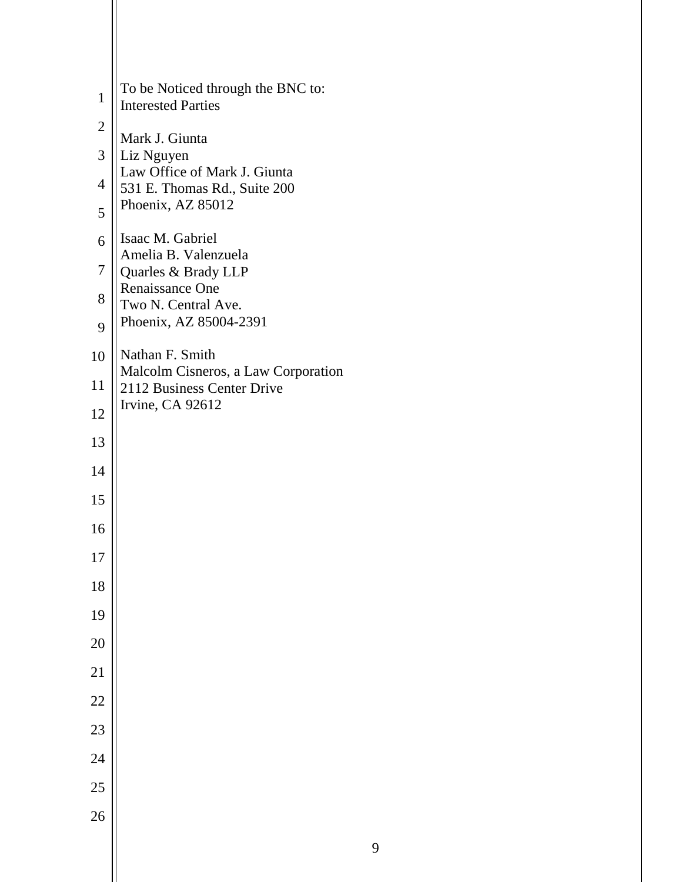To be Noticed through the BNC to:
Interested Parties

Mark J. Giunta
Liz Nguyen
Law Office of Mark J. Giunta
531 E. Thomas Rd., Suite 200
Phoenix, AZ 85012

Isaac M. Gabriel
Amelia B. Valenzuela
Quarles & Brady LLP
Renaissance One
Two N. Central Ave.
Phoenix, AZ 85004-2391

Nathan F. Smith
Malcolm Cisneros, a Law Corporation
2112 Business Center Drive
Irvine, CA 92612